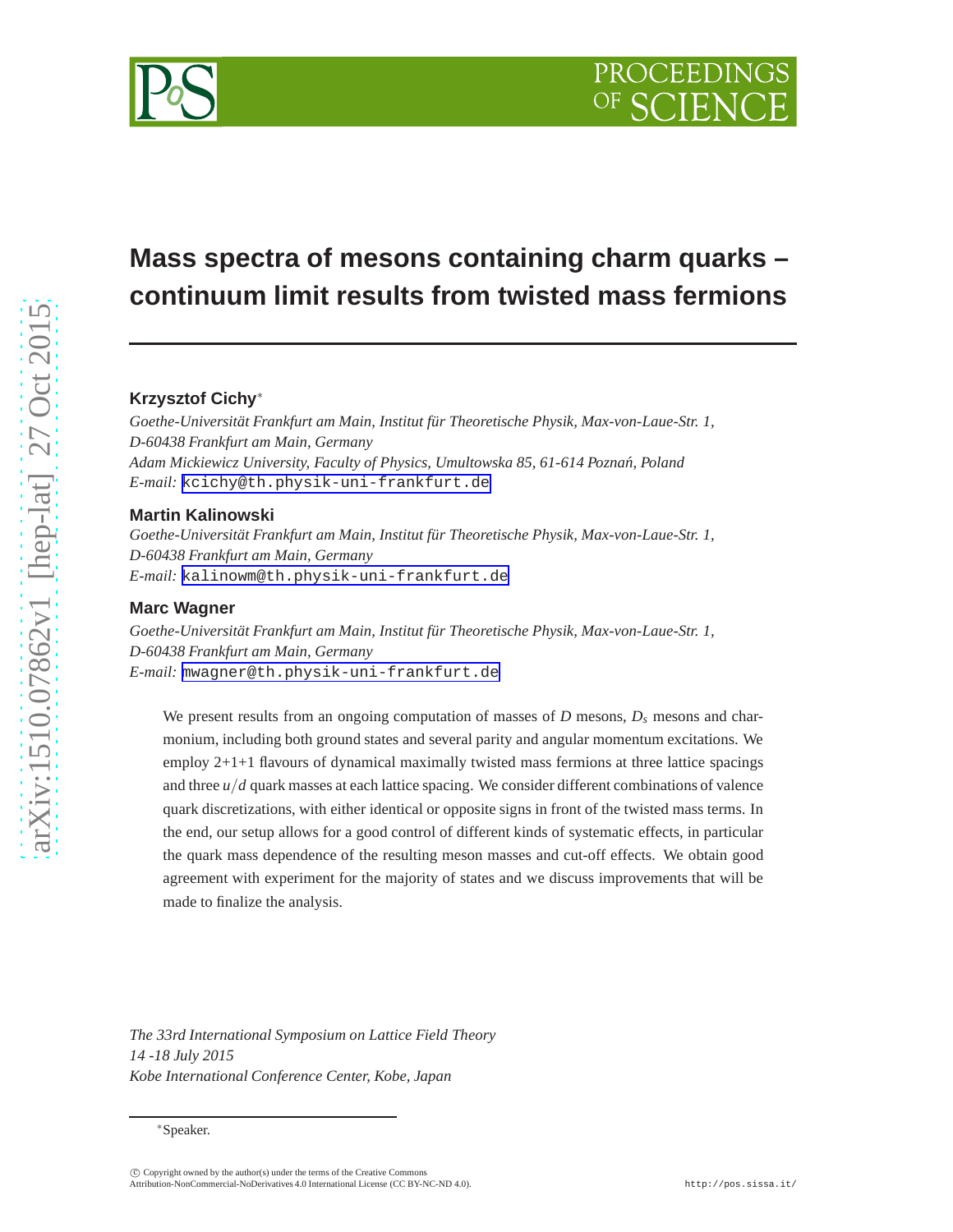# Mass spectra of mesons containing charm quarks – continuum limit results from twisted mass fermions

**Krzysztof Cichy***

*Goethe-Universität Frankfurt am Main, Institut für Theoretische Physik, Max-von-Laue-Str. 1, D-60438 Frankfurt am Main, Germany*
*Adam Mickiewicz University, Faculty of Physics, Umultowska 85, 61-614 Poznań, Poland*
*E-mail:* kcichy@th.physik-uni-frankfurt.de

**Martin Kalinowski**

*Goethe-Universität Frankfurt am Main, Institut für Theoretische Physik, Max-von-Laue-Str. 1, D-60438 Frankfurt am Main, Germany*
*E-mail:* kalinowm@th.physik-uni-frankfurt.de

**Marc Wagner**

*Goethe-Universität Frankfurt am Main, Institut für Theoretische Physik, Max-von-Laue-Str. 1, D-60438 Frankfurt am Main, Germany*
*E-mail:* mwagner@th.physik-uni-frankfurt.de

We present results from an ongoing computation of masses of $D$ mesons, $D_s$ mesons and charmonium, including both ground states and several parity and angular momentum excitations. We employ 2+1+1 flavours of dynamical maximally twisted mass fermions at three lattice spacings and three $u/d$ quark masses at each lattice spacing. We consider different combinations of valence quark discretizations, with either identical or opposite signs in front of the twisted mass terms. In the end, our setup allows for a good control of different kinds of systematic effects, in particular the quark mass dependence of the resulting meson masses and cut-off effects. We obtain good agreement with experiment for the majority of states and we discuss improvements that will be made to finalize the analysis.

*The 33rd International Symposium on Lattice Field Theory*
*14 -18 July 2015*
*Kobe International Conference Center, Kobe, Japan*

*Speaker.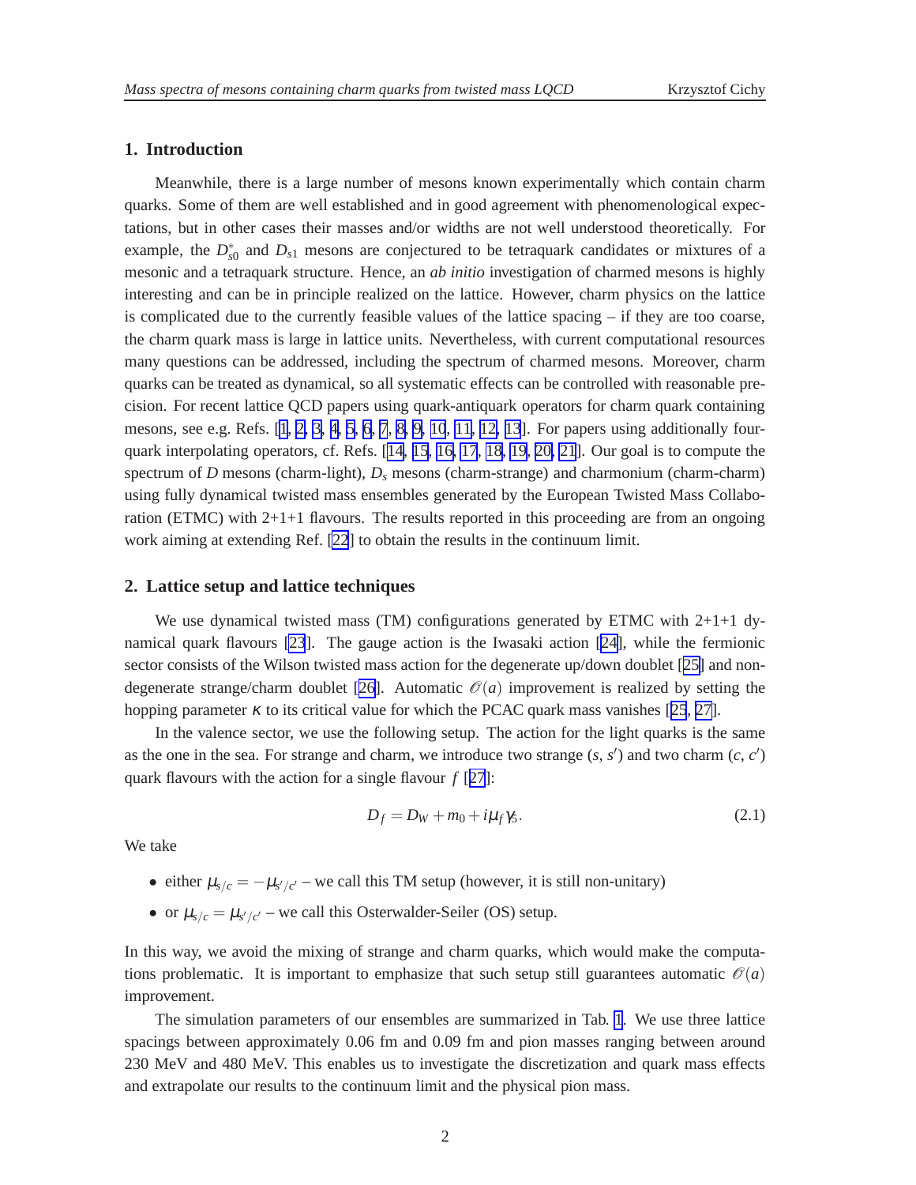## 1. Introduction

Meanwhile, there is a large number of mesons known experimentally which contain charm quarks. Some of them are well established and in good agreement with phenomenological expectations, but in other cases their masses and/or widths are not well understood theoretically. For example, the $D_{s0}^*$ and $D_{s1}$ mesons are conjectured to be tetraquark candidates or mixtures of a mesonic and a tetraquark structure. Hence, an *ab initio* investigation of charmed mesons is highly interesting and can be in principle realized on the lattice. However, charm physics on the lattice is complicated due to the currently feasible values of the lattice spacing – if they are too coarse, the charm quark mass is large in lattice units. Nevertheless, with current computational resources many questions can be addressed, including the spectrum of charmed mesons. Moreover, charm quarks can be treated as dynamical, so all systematic effects can be controlled with reasonable precision. For recent lattice QCD papers using quark-antiquark operators for charm quark containing mesons, see e.g. Refs. [1, 2, 3, 4, 5, 6, 7, 8, 9, 10, 11, 12, 13]. For papers using additionally four-quark interpolating operators, cf. Refs. [14, 15, 16, 17, 18, 19, 20, 21]. Our goal is to compute the spectrum of $D$ mesons (charm-light), $D_s$ mesons (charm-strange) and charmonium (charm-charm) using fully dynamical twisted mass ensembles generated by the European Twisted Mass Collaboration (ETMC) with 2+1+1 flavours. The results reported in this proceeding are from an ongoing work aiming at extending Ref. [22] to obtain the results in the continuum limit.

## 2. Lattice setup and lattice techniques

We use dynamical twisted mass (TM) configurations generated by ETMC with 2+1+1 dynamical quark flavours [23]. The gauge action is the Iwasaki action [24], while the fermionic sector consists of the Wilson twisted mass action for the degenerate up/down doublet [25] and non-degenerate strange/charm doublet [26]. Automatic $\mathcal{O}(a)$ improvement is realized by setting the hopping parameter $\kappa$ to its critical value for which the PCAC quark mass vanishes [25, 27].

In the valence sector, we use the following setup. The action for the light quarks is the same as the one in the sea. For strange and charm, we introduce two strange ($s$, $s'$) and two charm ($c$, $c'$) quark flavours with the action for a single flavour $f$ [27]:

$$D_f = D_W + m_0 + i\mu_f\gamma_5. \tag{2.1}$$

We take

- either $\mu_{s/c} = -\mu_{s'/c'}$ – we call this TM setup (however, it is still non-unitary)
- or $\mu_{s/c} = \mu_{s'/c'}$ – we call this Osterwalder-Seiler (OS) setup.

In this way, we avoid the mixing of strange and charm quarks, which would make the computations problematic. It is important to emphasize that such setup still guarantees automatic $\mathcal{O}(a)$ improvement.

The simulation parameters of our ensembles are summarized in Tab. 1. We use three lattice spacings between approximately 0.06 fm and 0.09 fm and pion masses ranging between around 230 MeV and 480 MeV. This enables us to investigate the discretization and quark mass effects and extrapolate our results to the continuum limit and the physical pion mass.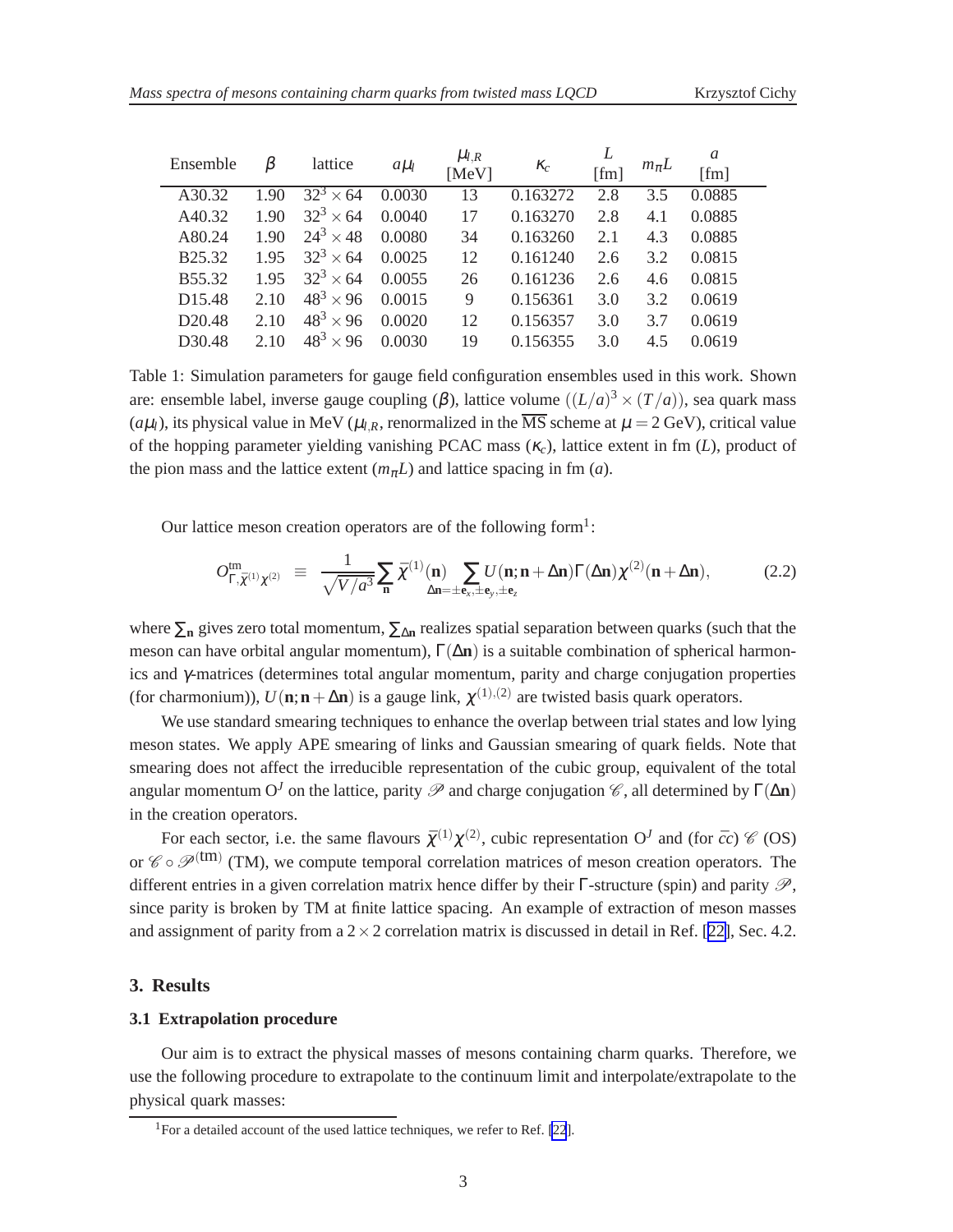| Ensemble | $\beta$ | lattice | $a\mu_l$ | $\mu_{l,R}$ [MeV] | $\kappa_c$ | $L$ [fm] | $m_\pi L$ | $a$ [fm] |
|---|---|---|---|---|---|---|---|---|
| A30.32 | 1.90 | $32^3 \times 64$ | 0.0030 | 13 | 0.163272 | 2.8 | 3.5 | 0.0885 |
| A40.32 | 1.90 | $32^3 \times 64$ | 0.0040 | 17 | 0.163270 | 2.8 | 4.1 | 0.0885 |
| A80.24 | 1.90 | $24^3 \times 48$ | 0.0080 | 34 | 0.163260 | 2.1 | 4.3 | 0.0885 |
| B25.32 | 1.95 | $32^3 \times 64$ | 0.0025 | 12 | 0.161240 | 2.6 | 3.2 | 0.0815 |
| B55.32 | 1.95 | $32^3 \times 64$ | 0.0055 | 26 | 0.161236 | 2.6 | 4.6 | 0.0815 |
| D15.48 | 2.10 | $48^3 \times 96$ | 0.0015 | 9 | 0.156361 | 3.0 | 3.2 | 0.0619 |
| D20.48 | 2.10 | $48^3 \times 96$ | 0.0020 | 12 | 0.156357 | 3.0 | 3.7 | 0.0619 |
| D30.48 | 2.10 | $48^3 \times 96$ | 0.0030 | 19 | 0.156355 | 3.0 | 4.5 | 0.0619 |

Table 1: Simulation parameters for gauge field configuration ensembles used in this work. Shown are: ensemble label, inverse gauge coupling ($\beta$), lattice volume ($(L/a)^3 \times (T/a)$), sea quark mass ($a\mu_l$), its physical value in MeV ($\mu_{l,R}$, renormalized in the $\overline{\text{MS}}$ scheme at $\mu = 2$ GeV), critical value of the hopping parameter yielding vanishing PCAC mass ($\kappa_c$), lattice extent in fm ($L$), product of the pion mass and the lattice extent ($m_\pi L$) and lattice spacing in fm ($a$).

Our lattice meson creation operators are of the following form[1]:

$$O^{\text{tm}}_{\Gamma,\bar{\chi}^{(1)}\chi^{(2)}} \equiv \frac{1}{\sqrt{V/a^3}} \sum_{\mathbf{n}} \bar{\chi}^{(1)}(\mathbf{n}) \sum_{\Delta\mathbf{n}=\pm\mathbf{e}_x,\pm\mathbf{e}_y,\pm\mathbf{e}_z} U(\mathbf{n};\mathbf{n}+\Delta\mathbf{n})\Gamma(\Delta\mathbf{n})\chi^{(2)}(\mathbf{n}+\Delta\mathbf{n}), \tag{2.2}$$

where $\sum_{\mathbf{n}}$ gives zero total momentum, $\sum_{\Delta\mathbf{n}}$ realizes spatial separation between quarks (such that the meson can have orbital angular momentum), $\Gamma(\Delta\mathbf{n})$ is a suitable combination of spherical harmonics and $\gamma$-matrices (determines total angular momentum, parity and charge conjugation properties (for charmonium)), $U(\mathbf{n};\mathbf{n}+\Delta\mathbf{n})$ is a gauge link, $\chi^{(1),(2)}$ are twisted basis quark operators.

We use standard smearing techniques to enhance the overlap between trial states and low lying meson states. We apply APE smearing of links and Gaussian smearing of quark fields. Note that smearing does not affect the irreducible representation of the cubic group, equivalent of the total angular momentum $\text{O}^J$ on the lattice, parity $\mathscr{P}$ and charge conjugation $\mathscr{C}$, all determined by $\Gamma(\Delta\mathbf{n})$ in the creation operators.

For each sector, i.e. the same flavours $\bar{\chi}^{(1)}\chi^{(2)}$, cubic representation $\text{O}^J$ and (for $\bar{c}c$) $\mathscr{C}$ (OS) or $\mathscr{C} \circ \mathscr{P}^{(\text{tm})}$ (TM), we compute temporal correlation matrices of meson creation operators. The different entries in a given correlation matrix hence differ by their $\Gamma$-structure (spin) and parity $\mathscr{P}$, since parity is broken by TM at finite lattice spacing. An example of extraction of meson masses and assignment of parity from a $2 \times 2$ correlation matrix is discussed in detail in Ref. [22], Sec. 4.2.

## 3. Results

### 3.1 Extrapolation procedure

Our aim is to extract the physical masses of mesons containing charm quarks. Therefore, we use the following procedure to extrapolate to the continuum limit and interpolate/extrapolate to the physical quark masses:

[1] For a detailed account of the used lattice techniques, we refer to Ref. [22].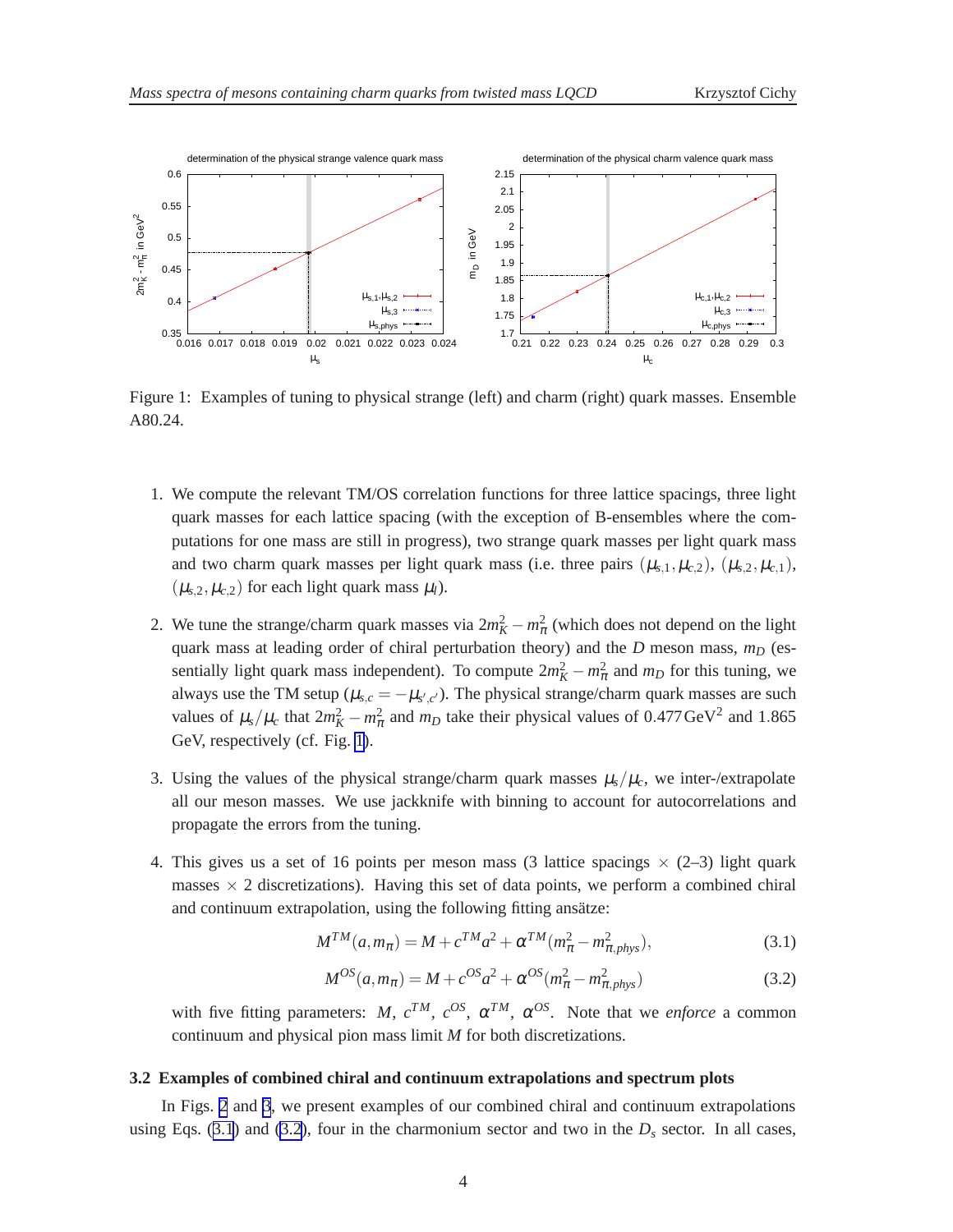determination of the physical strange valence quark mass

0.6
0.55
0.5
0.45
0.4
0.35

$2m_K^2 - m_\pi^2$ in GeV$^2$

0.016 0.017 0.018 0.019 0.02 0.021 0.022 0.023 0.024

$\mu_s$

$\mu_{s,1},\mu_{s,2}$
$\mu_{s,3}$
$\mu_{s,phys}$

determination of the physical charm valence quark mass

2.15
2.1
2.05
2
1.95
1.9
1.85
1.8
1.75
1.7

$m_D$ in GeV

0.21 0.22 0.23 0.24 0.25 0.26 0.27 0.28 0.29 0.3

$\mu_c$

$\mu_{c,1},\mu_{c,2}$
$\mu_{c,3}$
$\mu_{c,phys}$

Figure 1: Examples of tuning to physical strange (left) and charm (right) quark masses. Ensemble A80.24.

1. We compute the relevant TM/OS correlation functions for three lattice spacings, three light quark masses for each lattice spacing (with the exception of B-ensembles where the computations for one mass are still in progress), two strange quark masses per light quark mass and two charm quark masses per light quark mass (i.e. three pairs $(\mu_{s,1},\mu_{c,2})$, $(\mu_{s,2},\mu_{c,1})$, $(\mu_{s,2},\mu_{c,2})$ for each light quark mass $\mu_l$).

2. We tune the strange/charm quark masses via $2m_K^2 - m_\pi^2$ (which does not depend on the light quark mass at leading order of chiral perturbation theory) and the $D$ meson mass, $m_D$ (essentially light quark mass independent). To compute $2m_K^2 - m_\pi^2$ and $m_D$ for this tuning, we always use the TM setup ($\mu_{s,c} = -\mu_{s',c'}$). The physical strange/charm quark masses are such values of $\mu_s/\mu_c$ that $2m_K^2 - m_\pi^2$ and $m_D$ take their physical values of $0.477\,\mathrm{GeV}^2$ and 1.865 GeV, respectively (cf. Fig. 1).

3. Using the values of the physical strange/charm quark masses $\mu_s/\mu_c$, we inter-/extrapolate all our meson masses. We use jackknife with binning to account for autocorrelations and propagate the errors from the tuning.

4. This gives us a set of 16 points per meson mass (3 lattice spacings $\times$ (2–3) light quark masses $\times$ 2 discretizations). Having this set of data points, we perform a combined chiral and continuum extrapolation, using the following fitting ansätze:

$$M^{TM}(a,m_\pi) = M + c^{TM}a^2 + \alpha^{TM}(m_\pi^2 - m_{\pi,phys}^2), \tag{3.1}$$

$$M^{OS}(a,m_\pi) = M + c^{OS}a^2 + \alpha^{OS}(m_\pi^2 - m_{\pi,phys}^2) \tag{3.2}$$

with five fitting parameters: $M$, $c^{TM}$, $c^{OS}$, $\alpha^{TM}$, $\alpha^{OS}$. Note that we *enforce* a common continuum and physical pion mass limit $M$ for both discretizations.

### 3.2 Examples of combined chiral and continuum extrapolations and spectrum plots

In Figs. 2 and 3, we present examples of our combined chiral and continuum extrapolations using Eqs. (3.1) and (3.2), four in the charmonium sector and two in the $D_s$ sector. In all cases,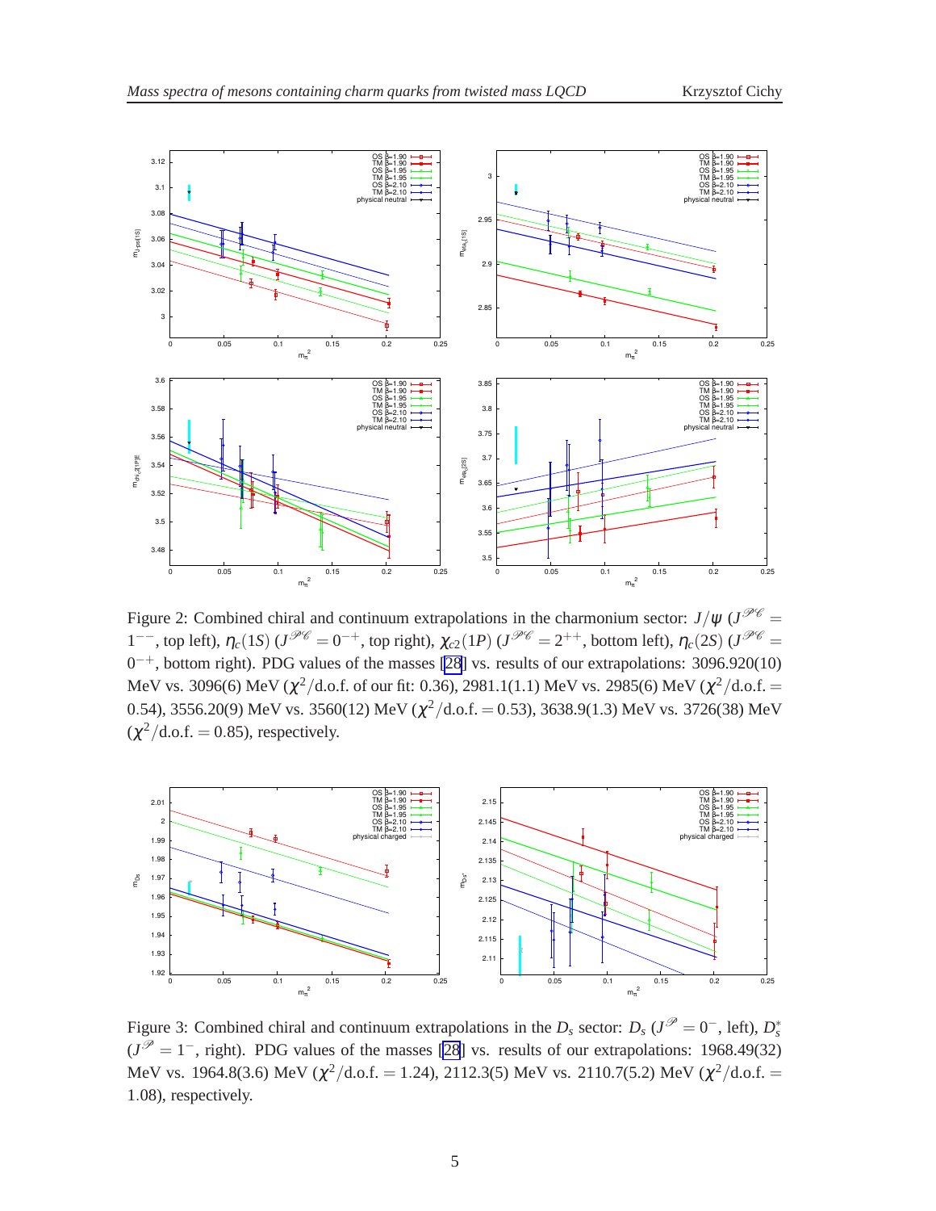OS β=1.90
TM β=1.90
OS β=1.95
TM β=1.95
OS β=2.10
TM β=2.10
physical neutral

$m_{J/\psi(1S)}$

$m_\pi^2$

OS β=1.90
TM β=1.90
OS β=1.95
TM β=1.95
OS β=2.10
TM β=2.10
physical neutral

$m_{\eta_c(1S)}$

$m_\pi^2$

OS β=1.90
TM β=1.90
OS β=1.95
TM β=1.95
OS β=2.10
TM β=2.10
physical neutral

$m_{\chi_{c2}(1P)E}$

$m_\pi^2$

OS β=1.90
TM β=1.90
OS β=1.95
TM β=1.95
OS β=2.10
TM β=2.10
physical neutral

$m_{\eta_c(2S)}$

$m_\pi^2$

Figure 2: Combined chiral and continuum extrapolations in the charmonium sector: $J/\psi$ ($J^{\mathscr{PC}} = 1^{--}$, top left), $\eta_c(1S)$ ($J^{\mathscr{PC}} = 0^{-+}$, top right), $\chi_{c2}(1P)$ ($J^{\mathscr{PC}} = 2^{++}$, bottom left), $\eta_c(2S)$ ($J^{\mathscr{PC}} = 0^{-+}$, bottom right). PDG values of the masses [28] vs. results of our extrapolations: 3096.920(10) MeV vs. 3096(6) MeV ($\chi^2$/d.o.f. of our fit: 0.36), 2981.1(1.1) MeV vs. 2985(6) MeV ($\chi^2/\text{d.o.f.} = 0.54$), 3556.20(9) MeV vs. 3560(12) MeV ($\chi^2/\text{d.o.f.} = 0.53$), 3638.9(1.3) MeV vs. 3726(38) MeV ($\chi^2/\text{d.o.f.} = 0.85$), respectively.

OS β=1.90
TM β=1.90
OS β=1.95
TM β=1.95
OS β=2.10
TM β=2.10
physical charged

$m_{Ds}$

$m_\pi^2$

OS β=1.90
TM β=1.90
OS β=1.95
TM β=1.95
OS β=2.10
TM β=2.10
physical charged

$m_{Ds^*}$

$m_\pi^2$

Figure 3: Combined chiral and continuum extrapolations in the $D_s$ sector: $D_s$ ($J^{\mathscr{P}} = 0^-$, left), $D_s^*$ ($J^{\mathscr{P}} = 1^-$, right). PDG values of the masses [28] vs. results of our extrapolations: 1968.49(32) MeV vs. 1964.8(3.6) MeV ($\chi^2/\text{d.o.f.} = 1.24$), 2112.3(5) MeV vs. 2110.7(5.2) MeV ($\chi^2/\text{d.o.f.} = 1.08$), respectively.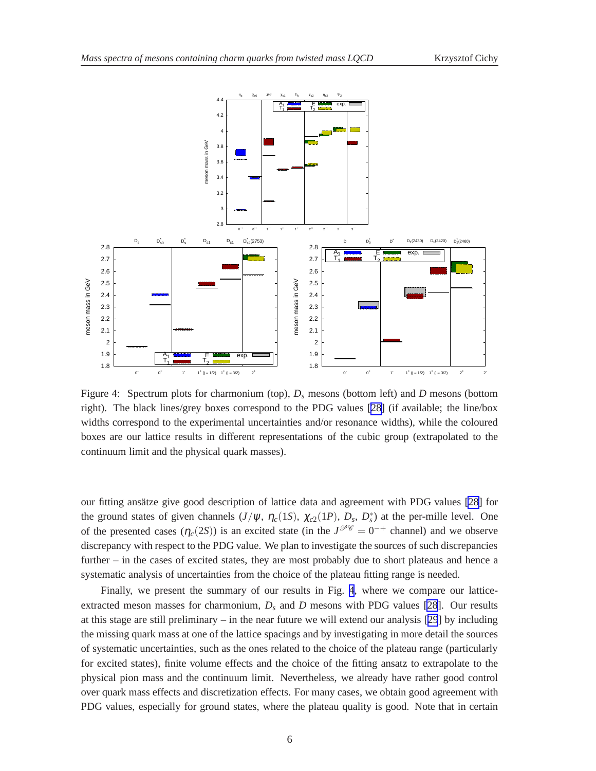meson mass in GeV

$\eta_c$ $\chi_{c0}$ J/Ψ $\chi_{c1}$ $h_c$ $\chi_{c2}$ $\eta_{c2}$ $\Psi_2$

4.4
4.2
4
3.8
3.6
3.4
3.2
3
2.8

$A_1$ $T_1$ E $T_2$ exp.

$0^{-+}$ $0^{++}$ $1^{--}$ $1^{++}$ $1^{+-}$ $2^{++}$ $2^{-+}$ $2^{--}$ $3^{--}$

$D_s$ $D^*_{s0}$ $D^*_s$ $D_{s1}$ $D_{s1}$ $D^*_{s2}(2753)$

2.8
2.7
2.6
2.5
2.4
2.3
2.2
2.1
2
1.9
1.8

meson mass in GeV

$A_1$ $T_1$ E $T_2$ exp.

$0^-$ $0^+$ $1^-$ $1^+$ (j = 1/2) $1^+$ (j = 3/2) $2^+$

D $D^*_0$ $D^*$ $D_1(2430)$ $D_1(2420)$ $D^*_2(2460)$

2.8
2.7
2.6
2.5
2.4
2.3
2.2
2.1
2
1.9
1.8

meson mass in GeV

$A_1$ $T_1$ E $T_2$ exp.

$0^-$ $0^+$ $1^-$ $1^+$ (j = 1/2) $1^+$ (j = 3/2) $2^+$ $2^-$

Figure 4: Spectrum plots for charmonium (top), $D_s$ mesons (bottom left) and $D$ mesons (bottom right). The black lines/grey boxes correspond to the PDG values [28] (if available; the line/box widths correspond to the experimental uncertainties and/or resonance widths), while the coloured boxes are our lattice results in different representations of the cubic group (extrapolated to the continuum limit and the physical quark masses).

our fitting ansätze give good description of lattice data and agreement with PDG values [28] for the ground states of given channels ($J/\psi$, $\eta_c(1S)$, $\chi_{c2}(1P)$, $D_s$, $D_s^*$) at the per-mille level. One of the presented cases ($\eta_c(2S)$) is an excited state (in the $J^{\mathscr{PC}} = 0^{-+}$ channel) and we observe discrepancy with respect to the PDG value. We plan to investigate the sources of such discrepancies further – in the cases of excited states, they are most probably due to short plateaus and hence a systematic analysis of uncertainties from the choice of the plateau fitting range is needed.

Finally, we present the summary of our results in Fig. 4, where we compare our lattice-extracted meson masses for charmonium, $D_s$ and $D$ mesons with PDG values [28]. Our results at this stage are still preliminary – in the near future we will extend our analysis [29] by including the missing quark mass at one of the lattice spacings and by investigating in more detail the sources of systematic uncertainties, such as the ones related to the choice of the plateau range (particularly for excited states), finite volume effects and the choice of the fitting ansatz to extrapolate to the physical pion mass and the continuum limit. Nevertheless, we already have rather good control over quark mass effects and discretization effects. For many cases, we obtain good agreement with PDG values, especially for ground states, where the plateau quality is good. Note that in certain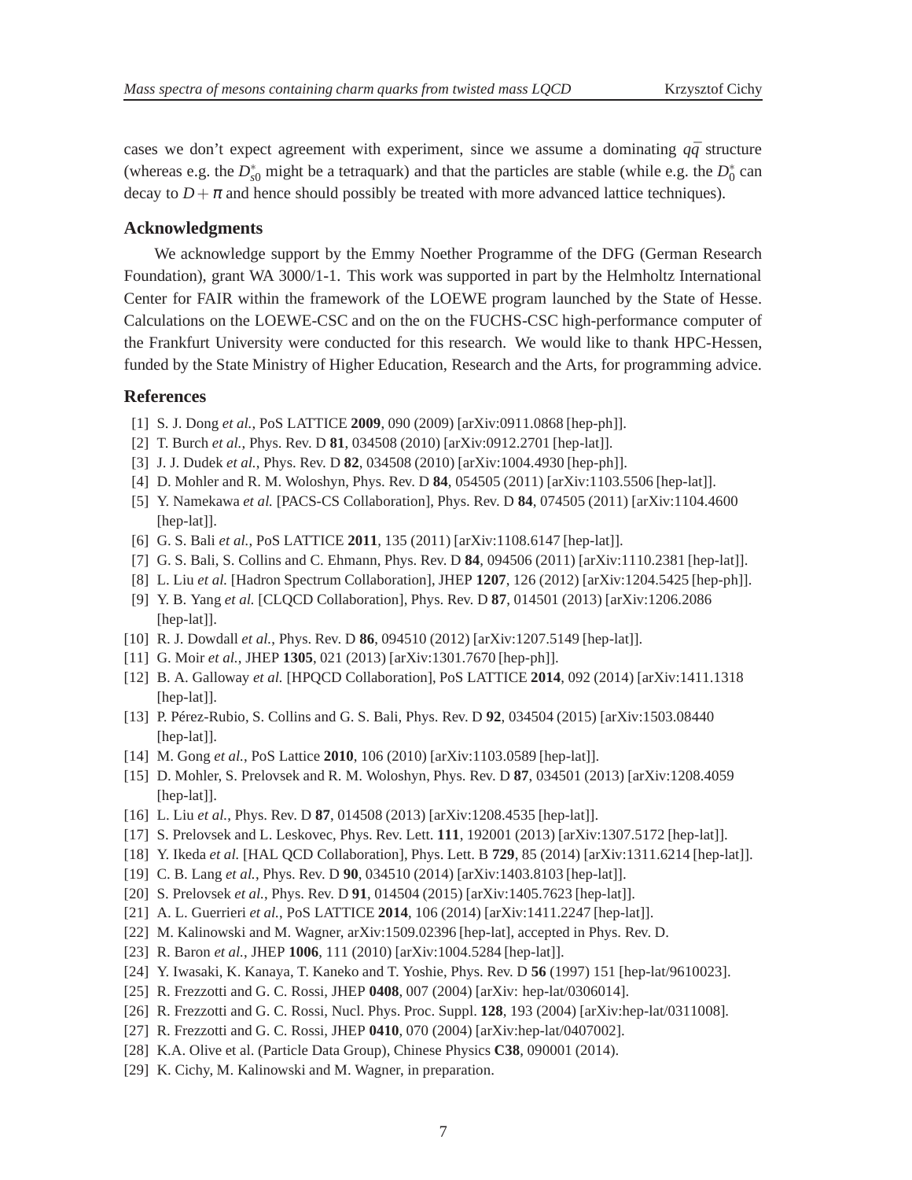cases we don't expect agreement with experiment, since we assume a dominating $q\bar{q}$ structure (whereas e.g. the $D^*_{s0}$ might be a tetraquark) and that the particles are stable (while e.g. the $D^*_0$ can decay to $D + \pi$ and hence should possibly be treated with more advanced lattice techniques).

### Acknowledgments

We acknowledge support by the Emmy Noether Programme of the DFG (German Research Foundation), grant WA 3000/1-1. This work was supported in part by the Helmholtz International Center for FAIR within the framework of the LOEWE program launched by the State of Hesse. Calculations on the LOEWE-CSC and on the on the FUCHS-CSC high-performance computer of the Frankfurt University were conducted for this research. We would like to thank HPC-Hessen, funded by the State Ministry of Higher Education, Research and the Arts, for programming advice.

### References

[1] S. J. Dong *et al.*, PoS LATTICE **2009**, 090 (2009) [arXiv:0911.0868 [hep-ph]].

[2] T. Burch *et al.*, Phys. Rev. D **81**, 034508 (2010) [arXiv:0912.2701 [hep-lat]].

[3] J. J. Dudek *et al.*, Phys. Rev. D **82**, 034508 (2010) [arXiv:1004.4930 [hep-ph]].

[4] D. Mohler and R. M. Woloshyn, Phys. Rev. D **84**, 054505 (2011) [arXiv:1103.5506 [hep-lat]].

[5] Y. Namekawa *et al.* [PACS-CS Collaboration], Phys. Rev. D **84**, 074505 (2011) [arXiv:1104.4600 [hep-lat]].

[6] G. S. Bali *et al.*, PoS LATTICE **2011**, 135 (2011) [arXiv:1108.6147 [hep-lat]].

[7] G. S. Bali, S. Collins and C. Ehmann, Phys. Rev. D **84**, 094506 (2011) [arXiv:1110.2381 [hep-lat]].

[8] L. Liu *et al.* [Hadron Spectrum Collaboration], JHEP **1207**, 126 (2012) [arXiv:1204.5425 [hep-ph]].

[9] Y. B. Yang *et al.* [CLQCD Collaboration], Phys. Rev. D **87**, 014501 (2013) [arXiv:1206.2086 [hep-lat]].

[10] R. J. Dowdall *et al.*, Phys. Rev. D **86**, 094510 (2012) [arXiv:1207.5149 [hep-lat]].

[11] G. Moir *et al.*, JHEP **1305**, 021 (2013) [arXiv:1301.7670 [hep-ph]].

[12] B. A. Galloway *et al.* [HPQCD Collaboration], PoS LATTICE **2014**, 092 (2014) [arXiv:1411.1318 [hep-lat]].

[13] P. Pérez-Rubio, S. Collins and G. S. Bali, Phys. Rev. D **92**, 034504 (2015) [arXiv:1503.08440 [hep-lat]].

[14] M. Gong *et al.*, PoS Lattice **2010**, 106 (2010) [arXiv:1103.0589 [hep-lat]].

[15] D. Mohler, S. Prelovsek and R. M. Woloshyn, Phys. Rev. D **87**, 034501 (2013) [arXiv:1208.4059 [hep-lat]].

[16] L. Liu *et al.*, Phys. Rev. D **87**, 014508 (2013) [arXiv:1208.4535 [hep-lat]].

[17] S. Prelovsek and L. Leskovec, Phys. Rev. Lett. **111**, 192001 (2013) [arXiv:1307.5172 [hep-lat]].

[18] Y. Ikeda *et al.* [HAL QCD Collaboration], Phys. Lett. B **729**, 85 (2014) [arXiv:1311.6214 [hep-lat]].

[19] C. B. Lang *et al.*, Phys. Rev. D **90**, 034510 (2014) [arXiv:1403.8103 [hep-lat]].

[20] S. Prelovsek *et al.*, Phys. Rev. D **91**, 014504 (2015) [arXiv:1405.7623 [hep-lat]].

[21] A. L. Guerrieri *et al.*, PoS LATTICE **2014**, 106 (2014) [arXiv:1411.2247 [hep-lat]].

[22] M. Kalinowski and M. Wagner, arXiv:1509.02396 [hep-lat], accepted in Phys. Rev. D.

[23] R. Baron *et al.*, JHEP **1006**, 111 (2010) [arXiv:1004.5284 [hep-lat]].

[24] Y. Iwasaki, K. Kanaya, T. Kaneko and T. Yoshie, Phys. Rev. D **56** (1997) 151 [hep-lat/9610023].

[25] R. Frezzotti and G. C. Rossi, JHEP **0408**, 007 (2004) [arXiv: hep-lat/0306014].

[26] R. Frezzotti and G. C. Rossi, Nucl. Phys. Proc. Suppl. **128**, 193 (2004) [arXiv:hep-lat/0311008].

[27] R. Frezzotti and G. C. Rossi, JHEP **0410**, 070 (2004) [arXiv:hep-lat/0407002].

[28] K.A. Olive et al. (Particle Data Group), Chinese Physics **C38**, 090001 (2014).

[29] K. Cichy, M. Kalinowski and M. Wagner, in preparation.